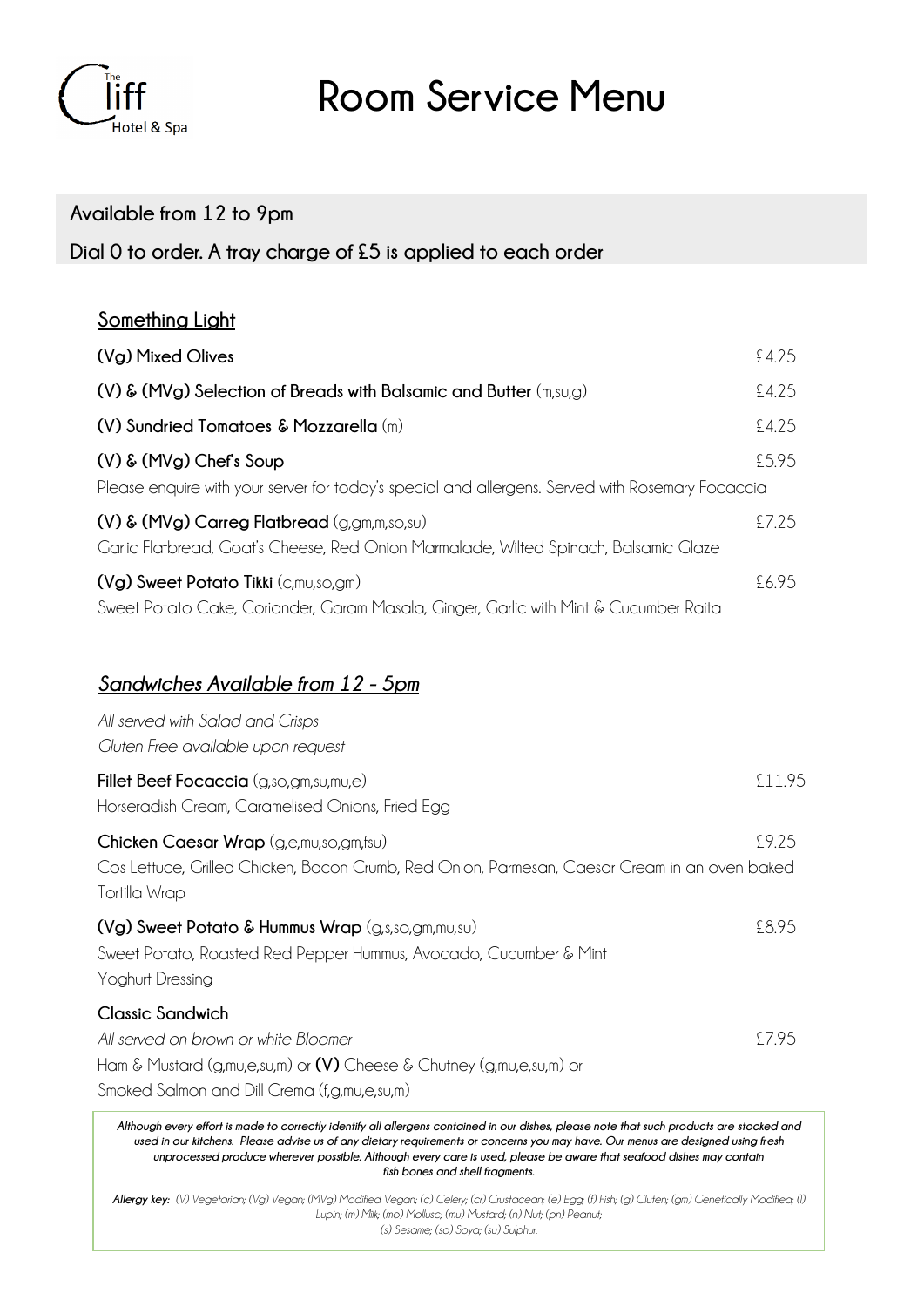The Cliff Hotel & Spa

# Room Service Menu

**Available from 12 to 9pm**

**Dial 0 to order. A tray charge of £5 is applied to each order**

## Something Light

**(Vg) Mixed Olives** £4.25

**(V) & (MVg) Selection of Breads with Balsamic and Butter** (m,su,g) £4.25

**(V) Sundried Tomatoes & Mozzarella** (m) £4.25

**(V) & (MVg) Chef's Soup** £5.95
Please enquire with your server for today's special and allergens. Served with Rosemary Focaccia

**(V) & (MVg) Carreg Flatbread** (g,gm,m,so,su) £7.25
Garlic Flatbread, Goat's Cheese, Red Onion Marmalade, Wilted Spinach, Balsamic Glaze

**(Vg) Sweet Potato Tikki** (c,mu,so,gm) £6.95
Sweet Potato Cake, Coriander, Garam Masala, Ginger, Garlic with Mint & Cucumber Raita

## *Sandwiches Available from 12 - 5pm*

*All served with Salad and Crisps*
*Gluten Free available upon request*

**Fillet Beef Focaccia** (g,so,gm,su,mu,e) £11.95
Horseradish Cream, Caramelised Onions, Fried Egg

**Chicken Caesar Wrap** (g,e,mu,so,gm,fsu) £9.25
Cos Lettuce, Grilled Chicken, Bacon Crumb, Red Onion, Parmesan, Caesar Cream in an oven baked Tortilla Wrap

**(Vg) Sweet Potato & Hummus Wrap** (g,s,so,gm,mu,su) £8.95
Sweet Potato, Roasted Red Pepper Hummus, Avocado, Cucumber & Mint Yoghurt Dressing

**Classic Sandwich**
*All served on brown or white Bloomer* £7.95
Ham & Mustard (g,mu,e,su,m) or **(V)** Cheese & Chutney (g,mu,e,su,m) or
Smoked Salmon and Dill Crema (f,g,mu,e,su,m)

***Although every effort is made to correctly identify all allergens contained in our dishes, please note that such products are stocked and used in our kitchens. Please advise us of any dietary requirements or concerns you may have. Our menus are designed using fresh unprocessed produce wherever possible. Although every care is used, please be aware that seafood dishes may contain fish bones and shell fragments.***

***Allergy key:*** *(V) Vegetarian; (Vg) Vegan; (MVg) Modified Vegan; (c) Celery; (cr) Crustacean; (e) Egg; (f) Fish; (g) Gluten; (gm) Genetically Modified; (l) Lupin; (m) Milk; (mo) Mollusc; (mu) Mustard; (n) Nut; (pn) Peanut; (s) Sesame; (so) Soya; (su) Sulphur.*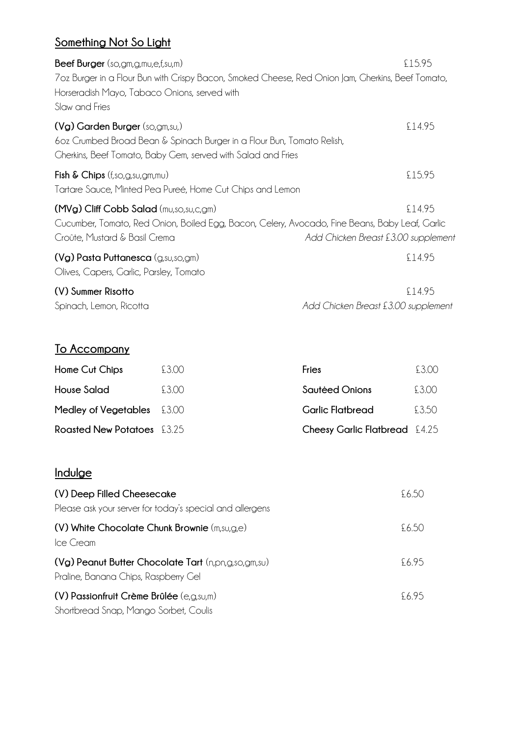## Something Not So Light

**Beef Burger** (so,gm,g,mu,e,f,su,m) £15.95
7oz Burger in a Flour Bun with Crispy Bacon, Smoked Cheese, Red Onion Jam, Gherkins, Beef Tomato, Horseradish Mayo, Tabaco Onions, served with
Slaw and Fries

**(Vg) Garden Burger** (so,gm,su,) £14.95
6oz Crumbed Broad Bean & Spinach Burger in a Flour Bun, Tomato Relish, Gherkins, Beef Tomato, Baby Gem, served with Salad and Fries

**Fish & Chips** (f,so,g,su,gm,mu) £15.95
Tartare Sauce, Minted Pea Pureé, Home Cut Chips and Lemon

**(MVg) Cliff Cobb Salad** (mu,so,su,c,gm) £14.95
Cucumber, Tomato, Red Onion, Boiled Egg, Bacon, Celery, Avocado, Fine Beans, Baby Leaf, Garlic Croûte, Mustard & Basil Crema *Add Chicken Breast £3.00 supplement*

**(Vg) Pasta Puttanesca** (g,su,so,gm) £14.95
Olives, Capers, Garlic, Parsley, Tomato

**(V) Summer Risotto** £14.95
Spinach, Lemon, Ricotta *Add Chicken Breast £3.00 supplement*

## To Accompany

| | | | |
|---|---|---|---|
| **Home Cut Chips** | £3.00 | **Fries** | £3.00 |
| **House Salad** | £3.00 | **Sautéed Onions** | £3.00 |
| **Medley of Vegetables** | £3.00 | **Garlic Flatbread** | £3.50 |
| **Roasted New Potatoes** | £3.25 | **Cheesy Garlic Flatbread** | £4.25 |

## Indulge

**(V) Deep Filled Cheesecake** £6.50
Please ask your server for today's special and allergens

**(V) White Chocolate Chunk Brownie** (m,su,g,e) £6.50
Ice Cream

**(Vg) Peanut Butter Chocolate Tart** (n,pn,g,so,gm,su) £6.95
Praline, Banana Chips, Raspberry Gel

**(V) Passionfruit Crème Brûlée** (e,g,su,m) £6.95
Shortbread Snap, Mango Sorbet, Coulis